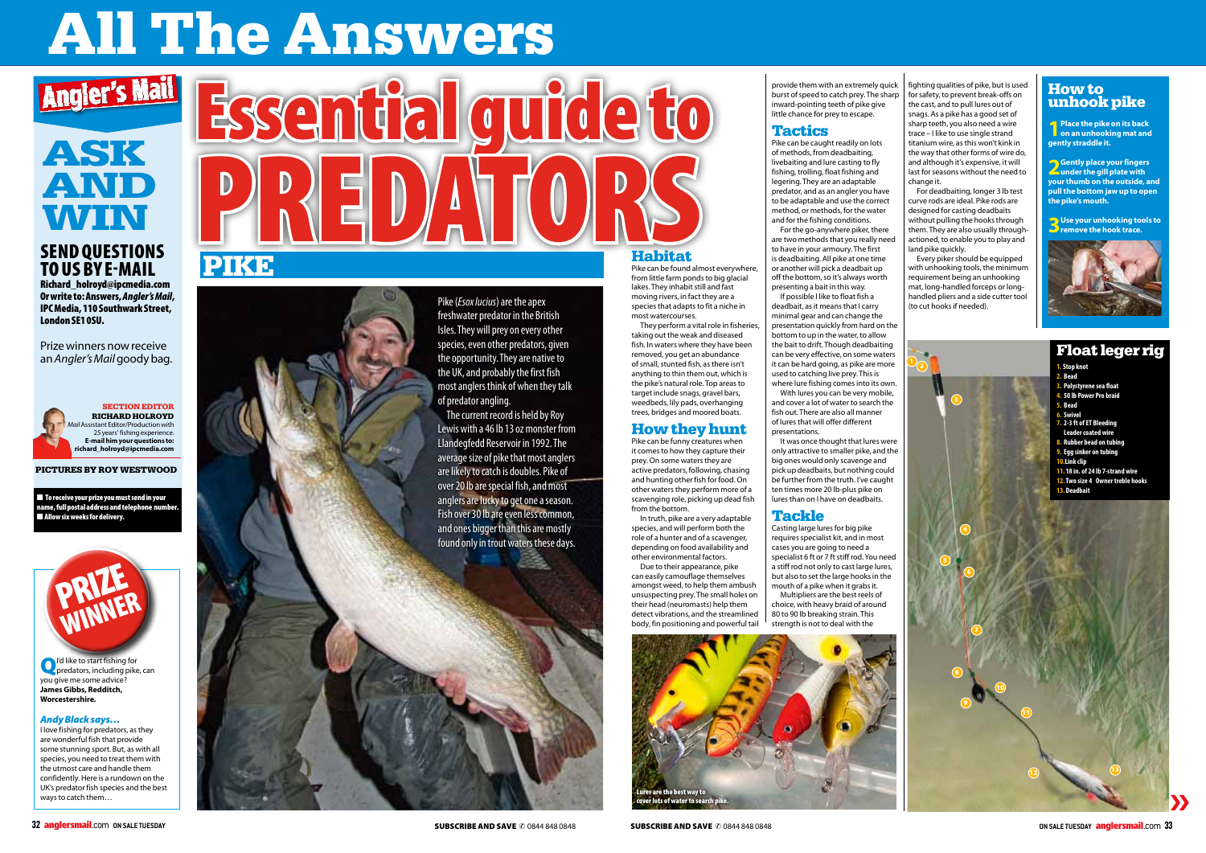# All The Answers

## Angler's Mail

# ASK AND WIN

**SEND QUESTIONS TO US BY E-MAIL**
**Richard_holroyd@ipcmedia.com**
**Or write to: Answers, *Angler's Mail*, IPC Media, 110 Southwark Street, London SE1 0SU.**

Prize winners now receive an *Angler's Mail* goody bag.

**SECTION EDITOR**
**RICHARD HOLROYD**
*Mail* Assistant Editor/Production with 25 years' fishing experience.
**E-mail him your questions to: richard_holroyd@ipcmedia.com**

**PICTURES BY ROY WESTWOOD**

- **To receive your prize you must send in your name, full postal address and telephone number.**
- **Allow six weeks for delivery.**

**PRIZE WINNER**

**Q** I'd like to start fishing for predators, including pike, can you give me some advice?
**James Gibbs, Redditch, Worcestershire.**

***Andy Black says…***

I love fishing for predators, as they are wonderful fish that provide some stunning sport. But, as with all species, you need to treat them with the utmost care and handle them confidently. Here is a rundown on the UK's predator fish species and the best ways to catch them…

# Essential guide to PREDATORS

## PIKE

Pike (*Esox lucius*) are the apex freshwater predator in the British Isles. They will prey on every other species, even other predators, given the opportunity. They are native to the UK, and probably the first fish most anglers think of when they talk of predator angling.

The current record is held by Roy Lewis with a 46 lb 13 oz monster from Llandegfedd Reservoir in 1992. The average size of pike that most anglers are likely to catch is doubles. Pike of over 20 lb are special fish, and most anglers are lucky to get one a season. Fish over 30 lb are even less common, and ones bigger than this are mostly found only in trout waters these days.

### Habitat

Pike can be found almost everywhere, from little farm ponds to big glacial lakes. They inhabit still and fast moving rivers, in fact they are a species that adapts to fit a niche in most watercourses.

They perform a vital role in fisheries, taking out the weak and diseased fish. In waters where they have been removed, you get an abundance of small, stunted fish, as there isn't anything to thin them out, which is the pike's natural role. Top areas to target include snags, gravel bars, weedbeds, lily pads, overhanging trees, bridges and moored boats.

### How they hunt

Pike can be funny creatures when it comes to how they capture their prey. On some waters they are active predators, following, chasing and hunting other fish for food. On other waters they perform more of a scavenging role, picking up dead fish from the bottom.

In truth, pike are a very adaptable species, and will perform both the role of a hunter and of a scavenger, depending on food availability and other environmental factors.

Due to their appearance, pike can easily camouflage themselves amongst weed, to help them ambush unsuspecting prey. The small holes on their head (neuromasts) help them detect vibrations, and the streamlined body, fin positioning and powerful tail provide them with an extremely quick burst of speed to catch prey. The sharp inward-pointing teeth of pike give little chance for prey to escape.

### Tactics

Pike can be caught readily on lots of methods, from deadbaiting, livebaiting and lure casting to fly fishing, trolling, float fishing and legering. They are an adaptable predator, and as an angler you have to be adaptable and use the correct method, or methods, for the water and for the fishing conditions.

For the go-anywhere piker, there are two methods that you really need to have in your armoury. The first is deadbaiting. All pike at one time or another will pick a deadbait up off the bottom, so it's always worth presenting a bait in this way.

If possible I like to float fish a deadbait, as it means that I carry minimal gear and can change the presentation quickly from hard on the bottom to up in the water, to allow the bait to drift. Though deadbaiting can be very effective, on some waters it can be hard going, as pike are more used to catching live prey. This is where lure fishing comes into its own.

With lures you can be very mobile, and cover a lot of water to search the fish out. There are also all manner of lures that will offer different presentations.

It was once thought that lures were only attractive to smaller pike, and the big ones would only scavenge and pick up deadbaits, but nothing could be further from the truth. I've caught ten times more 20 lb-plus pike on lures than on I have on deadbaits.

### Tackle

Casting large lures for big pike requires specialist kit, and in most cases you are going to need a specialist 6 ft or 7 ft stiff rod. You need a stiff rod not only to cast large lures, but also to set the large hooks in the mouth of a pike when it grabs it.

Multipliers are the best reels of choice, with heavy braid of around 80 to 90 lb breaking strain. This strength is not to deal with the fighting qualities of pike, but is used for safety, to prevent break-offs on the cast, and to pull lures out of snags. As a pike has a good set of sharp teeth, you also need a wire trace – I like to use single strand titanium wire, as this won't kink in the way that other forms of wire do, and although it's expensive, it will last for seasons without the need to change it.

For deadbaiting, longer 3 lb test curve rods are ideal. Pike rods are designed for casting deadbaits without pulling the hooks through them. They are also usually through-actioned, to enable you to play and land pike quickly.

Every piker should be equipped with unhooking tools, the minimum requirement being an unhooking mat, long-handled forceps or long-handled pliers and a side cutter tool (to cut hooks if needed).

Lures are the best way to cover lots of water to search pike.

## How to unhook pike

1. Place the pike on its back on an unhooking mat and gently straddle it.
2. Gently place your fingers under the gill plate with your thumb on the outside, and pull the bottom jaw up to open the pike's mouth.
3. Use your unhooking tools to remove the hook trace.

## Float leger rig

1. Stop knot
2. Bead
3. Polystyrene sea float
4. 50 lb Power Pro braid
5. Bead
6. Swivel
7. 2-3 ft of ET Bleeding Leader coated wire
8. Rubber bead on tubing
9. Egg sinker on tubing
10. Link clip
11. 18 in. of 24 lb 7-strand wire
12. Two size 4 Owner treble hooks
13. Deadbait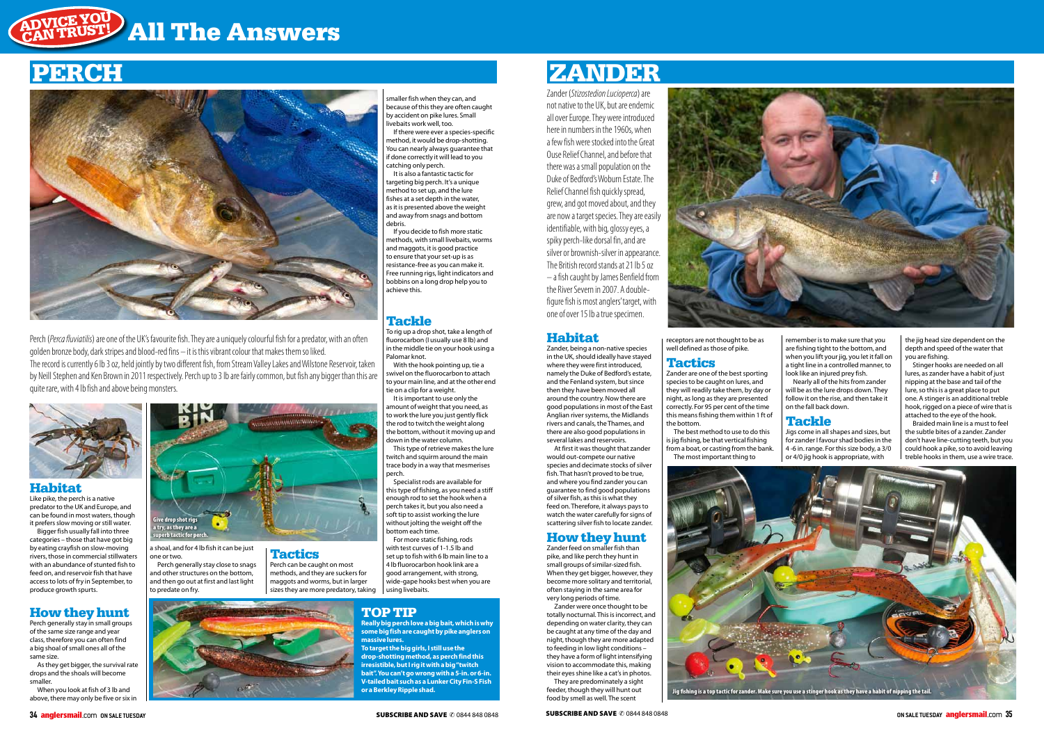# All The Answers

## PERCH

Perch (*Perca fluviatilis*) are one of the UK's favourite fish. They are a uniquely colourful fish for a predator, with an often golden bronze body, dark stripes and blood-red fins – it is this vibrant colour that makes them so liked.

The record is currently 6 lb 3 oz, held jointly by two different fish, from Stream Valley Lakes and Wilstone Reservoir, taken by Neill Stephen and Ken Brown in 2011 respectively. Perch up to 3 lb are fairly common, but fish any bigger than this are quite rare, with 4 lb fish and above being monsters.

### Habitat

Like pike, the perch is a native predator to the UK and Europe, and can be found in most waters, though it prefers slow moving or still water.

Bigger fish usually fall into three categories – those that have got big by eating crayfish on slow-moving rivers, those in commercial stillwaters with an abundance of stunted fish to feed on, and reservoir fish that have access to lots of fry in September, to produce growth spurts.

### How they hunt

Perch generally stay in small groups of the same size range and year class, therefore you can often find a big shoal of small ones all of the same size.

As they get bigger, the survival rate drops and the shoals will become smaller.

When you look at fish of 3 lb and above, there may only be five or six in a shoal, and for a 4 lb fish it can be just one or two.

Perch generally stay close to snags and other structures on the bottom, and then go out at first and last light to predate on fry.

Give drop shot rigs a try, as they are a superb tactic for perch.

### Tactics

Perch can be caught on most methods, and they are suckers for maggots and worms, but in larger sizes they are more predatory, taking smaller fish when they can, and because of this they are often caught by accident on pike lures. Small livebaits work well, too.

If there were ever a species-specific method, it would be drop-shotting. You can nearly always guarantee that if done correctly it will lead to you catching only perch.

It is also a fantastic tactic for targeting big perch. It's a unique method to set up, and the lure fishes at a set depth in the water, as it is presented above the weight and away from snags and bottom debris.

If you decide to fish more static methods, with small livebaits, worms and maggots, it is good practice to ensure that your set-up is as resistance-free as you can make it. Free running rigs, light indicators and bobbins on a long drop help you to achieve this.

### Tackle

To rig up a drop shot, take a length of fluorocarbon (I usually use 8 lb) and in the middle tie on your hook using a Palomar knot.

With the hook pointing up, tie a swivel on the fluorocarbon to attach to your main line, and at the other end tie on a clip for a weight.

It is important to use only the amount of weight that you need, as to work the lure you just gently flick the rod to twitch the weight along the bottom, without it moving up and down in the water column.

This type of retrieve makes the lure twitch and squirm around the main trace body in a way that mesmerises perch.

Specialist rods are available for this type of fishing, as you need a stiff enough rod to set the hook when a perch takes it, but you also need a soft tip to assist working the lure without jolting the weight off the bottom each time.

For more static fishing, rods with test curves of 1-1.5 lb and set up to fish with 6 lb main line to a 4 lb fluorocarbon hook link are a good arrangement, with strong, wide-gape hooks best when you are using livebaits.

### TOP TIP

**Really big perch love a big bait, which is why some big fish are caught by pike anglers on massive lures.**

**To target the big girls, I still use the drop-shotting method, as perch find this irresistible, but I rig it with a big "twitch bait". You can't go wrong with a 5-in. or 6-in. V-tailed bait such as a Lunker City Fin-S Fish or a Berkley Ripple shad.**

## ZANDER

Zander (*Stizostedion Lucioperca*) are not native to the UK, but are endemic all over Europe. They were introduced here in numbers in the 1960s, when a few fish were stocked into the Great Ouse Relief Channel, and before that there was a small population on the Duke of Bedford's Woburn Estate. The Relief Channel fish quickly spread, grew, and got moved about, and they are now a target species. They are easily identifiable, with big, glossy eyes, a spiky perch-like dorsal fin, and are silver or brownish-silver in appearance. The British record stands at 21 lb 5 oz – a fish caught by James Benfield from the River Severn in 2007. A double-figure fish is most anglers' target, with one of over 15 lb a true specimen.

### Habitat

Zander, being a non-native species in the UK, should ideally have stayed where they were first introduced, namely the Duke of Bedford's estate, and the Fenland system, but since then they have been moved all around the country. Now there are good populations in most of the East Anglian river systems, the Midlands rivers and canals, the Thames, and there are also good populations in several lakes and reservoirs.

At first it was thought that zander would out-compete our native species and decimate stocks of silver fish. That hasn't proved to be true, and where you find zander you can guarantee to find good populations of silver fish, as this is what they feed on. Therefore, it always pays to watch the water carefully for signs of scattering silver fish to locate zander.

### How they hunt

Zander feed on smaller fish than pike, and like perch they hunt in small groups of similar-sized fish. When they get bigger, however, they become more solitary and territorial, often staying in the same area for very long periods of time.

Zander were once thought to be totally nocturnal. This is incorrect, and depending on water clarity, they can be caught at any time of the day and night, though they are more adapted to feeding in low light conditions – they have a form of light intensifying vision to accommodate this, making their eyes shine like a cat's in photos.

They are predominately a sight feeder, though they will hunt out food by smell as well. The scent receptors are not thought to be as well defined as those of pike.

### Tactics

Zander are one of the best sporting species to be caught on lures, and they will readily take them, by day or night, as long as they are presented correctly. For 95 per cent of the time this means fishing them within 1 ft of the bottom.

The best method to use to do this is jig fishing, be that vertical fishing from a boat, or casting from the bank.

The most important thing to remember is to make sure that you are fishing tight to the bottom, and when you lift your jig, you let it fall on a tight line in a controlled manner, to look like an injured prey fish.

Nearly all of the hits from zander will be as the lure drops down. They follow it on the rise, and then take it on the fall back down.

### Tackle

Jigs come in all shapes and sizes, but for zander I favour shad bodies in the 4-6 in. range. For this size body, a 3/0 or 4/0 jig hook is appropriate, with the jig head size dependent on the depth and speed of the water that you are fishing.

Stinger hooks are needed on all lures, as zander have a habit of just nipping at the base and tail of the lure, so this is a great place to put one. A stinger is an additional treble hook, rigged on a piece of wire that is attached to the eye of the hook.

Braided main line is a must to feel the subtle bites of a zander. Zander don't have line-cutting teeth, but you could hook a pike, so to avoid leaving treble hooks in them, use a wire trace.

Jig fishing is a top tactic for zander. Make sure you use a stinger hook as they have a habit of nipping the tail.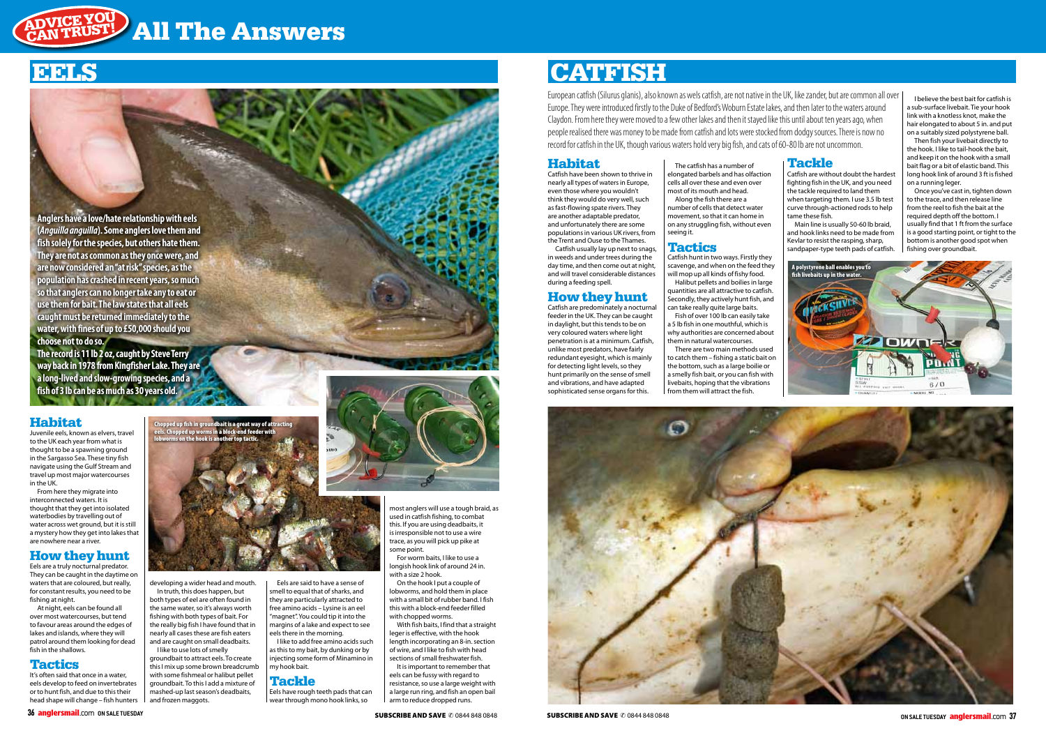# All The Answers

## EELS

Anglers have a love/hate relationship with eels (*Anguilla anguilla*). Some anglers love them and fish solely for the species, but others hate them. They are not as common as they once were, and are now considered an "at risk" species, as the population has crashed in recent years, so much so that anglers can no longer take any to eat or use them for bait. The law states that all eels caught must be returned immediately to the water, with fines of up to £50,000 should you choose not to do so.

The record is 11 lb 2 oz, caught by Steve Terry way back in 1978 from Kingfisher Lake. They are a long-lived and slow-growing species, and a fish of 3 lb can be as much as 30 years old.

### Habitat

Juvenile eels, known as elvers, travel to the UK each year from what is thought to be a spawning ground in the Sargasso Sea. These tiny fish navigate using the Gulf Stream and travel up most major watercourses in the UK.

From here they migrate into interconnected waters. It is thought that they get into isolated waterbodies by travelling out of water across wet ground, but it is still a mystery how they get into lakes that are nowhere near a river.

### How they hunt

Eels are a truly nocturnal predator. They can be caught in the daytime on waters that are coloured, but really, for constant results, you need to be fishing at night.

At night, eels can be found all over most watercourses, but tend to favour areas around the edges of lakes and islands, where they will patrol around them looking for dead fish in the shallows.

### Tactics

It's often said that once in a water, eels develop to feed on invertebrates or to hunt fish, and due to this their head shape will change – fish hunters developing a wider head and mouth.

In truth, this does happen, but both types of eel are often found in the same water, so it's always worth fishing with both types of bait. For the really big fish I have found that in nearly all cases these are fish eaters and are caught on small deadbaits.

I like to use lots of smelly groundbait to attract eels. To create this I mix up some brown breadcrumb with some fishmeal or halibut pellet groundbait. To this I add a mixture of mashed-up last season's deadbaits, and frozen maggots.

Chopped up fish in groundbait is a great way of attracting eels. Chopped up worms in a block-end feeder with lobworms on the hook is another top tactic.

Eels are said to have a sense of smell to equal that of sharks, and they are particularly attracted to free amino acids – Lysine is an eel "magnet". You could tip it into the margins of a lake and expect to see eels there in the morning.

I like to add free amino acids such as this to my bait, by dunking or by injecting some form of Minamino in my hook bait.

### Tackle

Eels have rough teeth pads that can wear through mono hook links, so most anglers will use a tough braid, as used in catfish fishing, to combat this. If you are using deadbaits, it is irresponsible not to use a wire trace, as you will pick up pike at some point.

For worm baits, I like to use a longish hook link of around 24 in. with a size 2 hook.

On the hook I put a couple of lobworms, and hold them in place with a small bit of rubber band. I fish this with a block-end feeder filled with chopped worms.

With fish baits, I find that a straight leger is effective, with the hook length incorporating an 8-in. section of wire, and I like to fish with head sections of small freshwater fish.

It is important to remember that eels can be fussy with regard to resistance, so use a large weight with a large run ring, and fish an open bail arm to reduce dropped runs.

## CATFISH

European catfish (Silurus glanis), also known as wels catfish, are not native in the UK, like zander, but are common all over Europe. They were introduced firstly to the Duke of Bedford's Woburn Estate lakes, and then later to the waters around Claydon. From here they were moved to a few other lakes and then it stayed like this until about ten years ago, when people realised there was money to be made from catfish and lots were stocked from dodgy sources. There is now no record for catfish in the UK, though various waters hold very big fish, and cats of 60-80 lb are not uncommon.

### Habitat

Catfish have been shown to thrive in nearly all types of waters in Europe, even those where you wouldn't think they would do very well, such as fast-flowing spate rivers. They are another adaptable predator, and unfortunately there are some populations in various UK rivers, from the Trent and Ouse to the Thames.

Catfish usually lay up next to snags, in weeds and under trees during the day time, and then come out at night, and will travel considerable distances during a feeding spell.

### How they hunt

Catfish are predominately a nocturnal feeder in the UK. They can be caught in daylight, but this tends to be on very coloured waters where light penetration is at a minimum. Catfish, unlike most predators, have fairly redundant eyesight, which is mainly for detecting light levels, so they hunt primarily on the sense of smell and vibrations, and have adapted sophisticated sense organs for this.

The catfish has a number of elongated barbels and has olfaction cells all over these and even over most of its mouth and head.

Along the fish there are a number of cells that detect water movement, so that it can home in on any struggling fish, without even seeing it.

### Tactics

Catfish hunt in two ways. Firstly they scavenge, and when on the feed they will mop up all kinds of fishy food.

Halibut pellets and boilies in large quantities are all attractive to catfish. Secondly, they actively hunt fish, and can take really quite large baits.

Fish of over 100 lb can easily take a 5 lb fish in one mouthful, which is why authorities are concerned about them in natural watercourses.

There are two main methods used to catch them – fishing a static bait on the bottom, such as a large boilie or a smelly fish bait, or you can fish with livebaits, hoping that the vibrations from them will attract the fish.

### Tackle

Catfish are without doubt the hardest fighting fish in the UK, and you need the tackle required to land them when targeting them. I use 3.5 lb test curve through-actioned rods to help tame these fish.

Main line is usually 50-60 lb braid, and hook links need to be made from Kevlar to resist the rasping, sharp, sandpaper-type teeth pads of catfish.

I believe the best bait for catfish is a sub-surface livebait. Tie your hook link with a knotless knot, make the hair elongated to about 5 in. and put on a suitably sized polystyrene ball.

Then fish your livebait directly to the hook. I like to tail-hook the bait, and keep it on the hook with a small bait flag or a bit of elastic band. This long hook link of around 3 ft is fished on a running leger.

Once you've cast in, tighten down to the trace, and then release line from the reel to fish the bait at the required depth off the bottom. I usually find that 1 ft from the surface is a good starting point, or tight to the bottom is another good spot when fishing over groundbait.

A polystyrene ball enables you to fish livebaits up in the water.